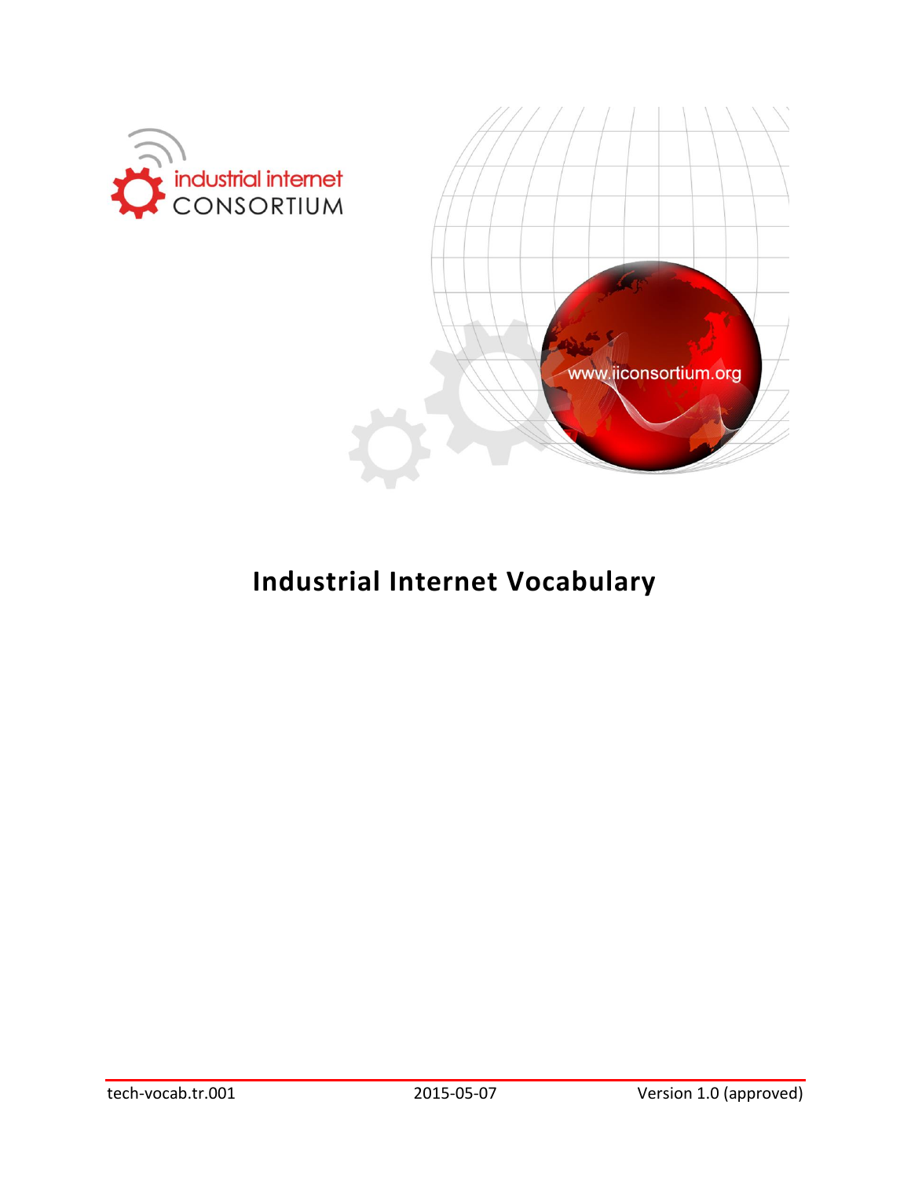# Industrial Internet Vocabulary

tech-vocab.tr.001 2015-05-07 Version 1.0 (approved)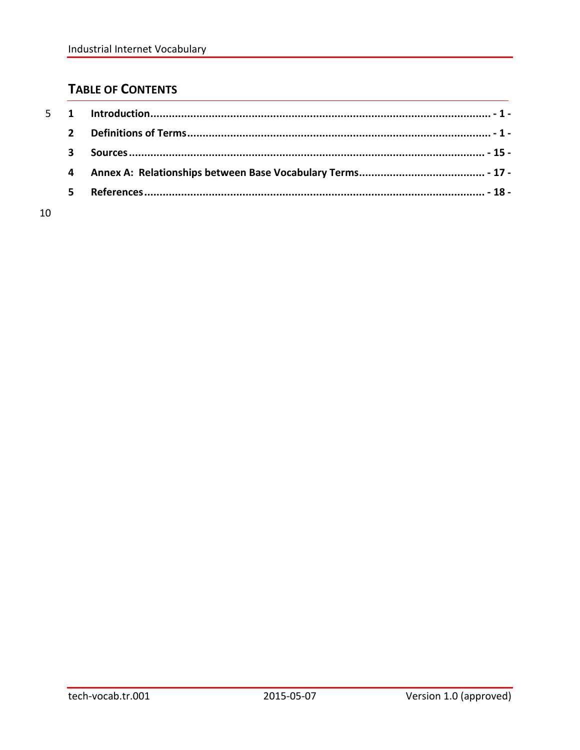## TABLE OF CONTENTS

1 Introduction ........................................................................................................ - 1 -

2 Definitions of Terms ............................................................................................ - 1 -

3 Sources .............................................................................................................. - 15 -

4 Annex A: Relationships between Base Vocabulary Terms .................................... - 17 -

5 References .......................................................................................................... - 18 -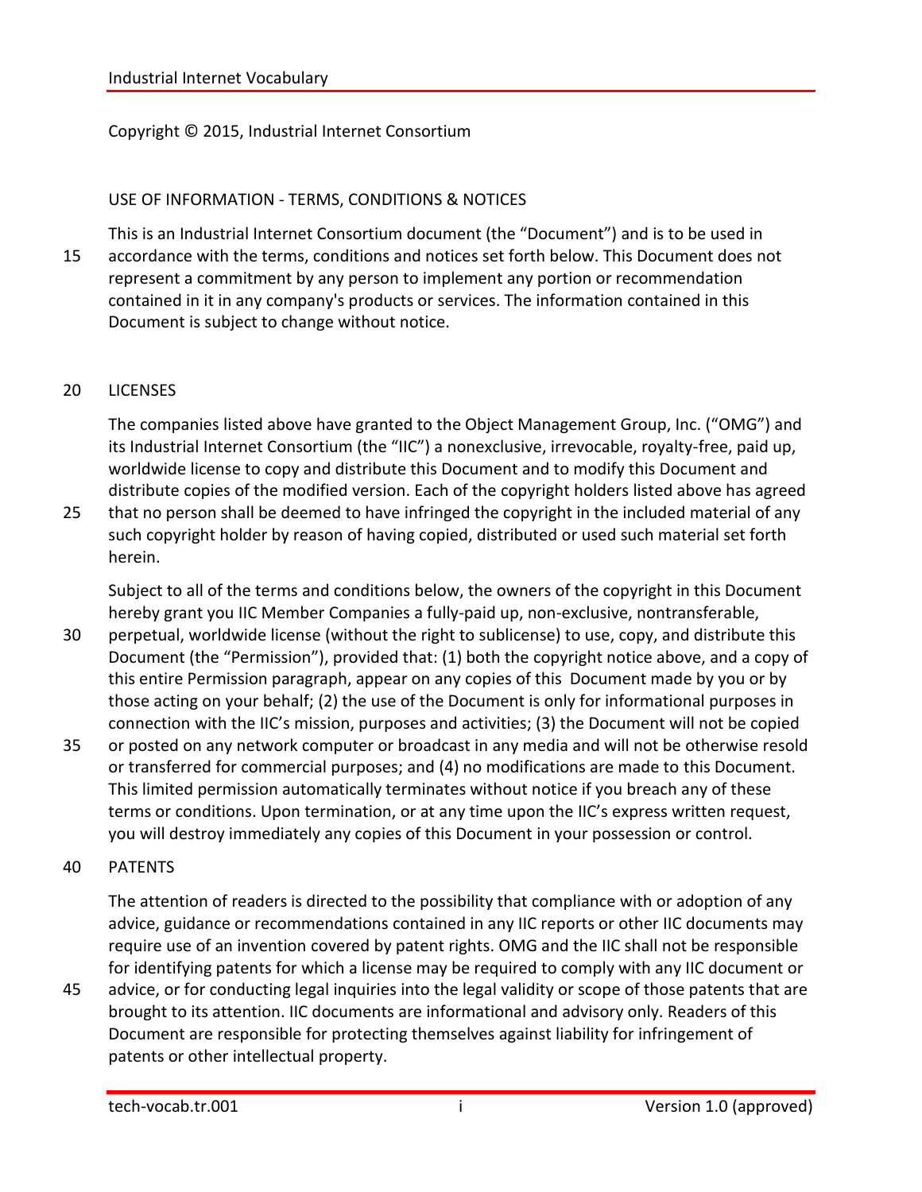Copyright © 2015, Industrial Internet Consortium

## USE OF INFORMATION - TERMS, CONDITIONS & NOTICES

This is an Industrial Internet Consortium document (the "Document") and is to be used in accordance with the terms, conditions and notices set forth below. This Document does not represent a commitment by any person to implement any portion or recommendation contained in it in any company's products or services. The information contained in this Document is subject to change without notice.

## LICENSES

The companies listed above have granted to the Object Management Group, Inc. ("OMG") and its Industrial Internet Consortium (the "IIC") a nonexclusive, irrevocable, royalty-free, paid up, worldwide license to copy and distribute this Document and to modify this Document and distribute copies of the modified version. Each of the copyright holders listed above has agreed that no person shall be deemed to have infringed the copyright in the included material of any such copyright holder by reason of having copied, distributed or used such material set forth herein.

Subject to all of the terms and conditions below, the owners of the copyright in this Document hereby grant you IIC Member Companies a fully-paid up, non-exclusive, nontransferable, perpetual, worldwide license (without the right to sublicense) to use, copy, and distribute this Document (the "Permission"), provided that: (1) both the copyright notice above, and a copy of this entire Permission paragraph, appear on any copies of this Document made by you or by those acting on your behalf; (2) the use of the Document is only for informational purposes in connection with the IIC's mission, purposes and activities; (3) the Document will not be copied or posted on any network computer or broadcast in any media and will not be otherwise resold or transferred for commercial purposes; and (4) no modifications are made to this Document. This limited permission automatically terminates without notice if you breach any of these terms or conditions. Upon termination, or at any time upon the IIC's express written request, you will destroy immediately any copies of this Document in your possession or control.

## PATENTS

The attention of readers is directed to the possibility that compliance with or adoption of any advice, guidance or recommendations contained in any IIC reports or other IIC documents may require use of an invention covered by patent rights. OMG and the IIC shall not be responsible for identifying patents for which a license may be required to comply with any IIC document or advice, or for conducting legal inquiries into the legal validity or scope of those patents that are brought to its attention. IIC documents are informational and advisory only. Readers of this Document are responsible for protecting themselves against liability for infringement of patents or other intellectual property.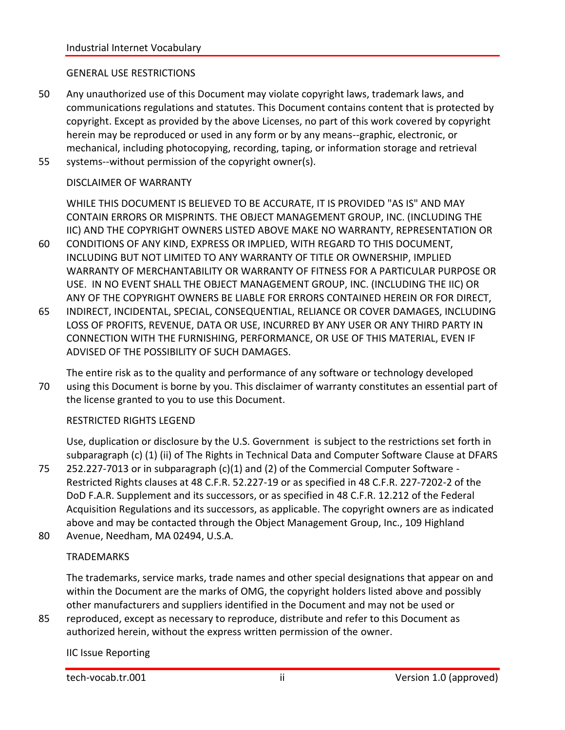## GENERAL USE RESTRICTIONS

Any unauthorized use of this Document may violate copyright laws, trademark laws, and communications regulations and statutes. This Document contains content that is protected by copyright. Except as provided by the above Licenses, no part of this work covered by copyright herein may be reproduced or used in any form or by any means--graphic, electronic, or mechanical, including photocopying, recording, taping, or information storage and retrieval systems--without permission of the copyright owner(s).

## DISCLAIMER OF WARRANTY

WHILE THIS DOCUMENT IS BELIEVED TO BE ACCURATE, IT IS PROVIDED "AS IS" AND MAY CONTAIN ERRORS OR MISPRINTS. THE OBJECT MANAGEMENT GROUP, INC. (INCLUDING THE IIC) AND THE COPYRIGHT OWNERS LISTED ABOVE MAKE NO WARRANTY, REPRESENTATION OR CONDITIONS OF ANY KIND, EXPRESS OR IMPLIED, WITH REGARD TO THIS DOCUMENT, INCLUDING BUT NOT LIMITED TO ANY WARRANTY OF TITLE OR OWNERSHIP, IMPLIED WARRANTY OF MERCHANTABILITY OR WARRANTY OF FITNESS FOR A PARTICULAR PURPOSE OR USE. IN NO EVENT SHALL THE OBJECT MANAGEMENT GROUP, INC. (INCLUDING THE IIC) OR ANY OF THE COPYRIGHT OWNERS BE LIABLE FOR ERRORS CONTAINED HEREIN OR FOR DIRECT, INDIRECT, INCIDENTAL, SPECIAL, CONSEQUENTIAL, RELIANCE OR COVER DAMAGES, INCLUDING LOSS OF PROFITS, REVENUE, DATA OR USE, INCURRED BY ANY USER OR ANY THIRD PARTY IN CONNECTION WITH THE FURNISHING, PERFORMANCE, OR USE OF THIS MATERIAL, EVEN IF ADVISED OF THE POSSIBILITY OF SUCH DAMAGES.

The entire risk as to the quality and performance of any software or technology developed using this Document is borne by you. This disclaimer of warranty constitutes an essential part of the license granted to you to use this Document.

## RESTRICTED RIGHTS LEGEND

Use, duplication or disclosure by the U.S. Government is subject to the restrictions set forth in subparagraph (c) (1) (ii) of The Rights in Technical Data and Computer Software Clause at DFARS 252.227-7013 or in subparagraph (c)(1) and (2) of the Commercial Computer Software - Restricted Rights clauses at 48 C.F.R. 52.227-19 or as specified in 48 C.F.R. 227-7202-2 of the DoD F.A.R. Supplement and its successors, or as specified in 48 C.F.R. 12.212 of the Federal Acquisition Regulations and its successors, as applicable. The copyright owners are as indicated above and may be contacted through the Object Management Group, Inc., 109 Highland Avenue, Needham, MA 02494, U.S.A.

## TRADEMARKS

The trademarks, service marks, trade names and other special designations that appear on and within the Document are the marks of OMG, the copyright holders listed above and possibly other manufacturers and suppliers identified in the Document and may not be used or reproduced, except as necessary to reproduce, distribute and refer to this Document as authorized herein, without the express written permission of the owner.

## IIC Issue Reporting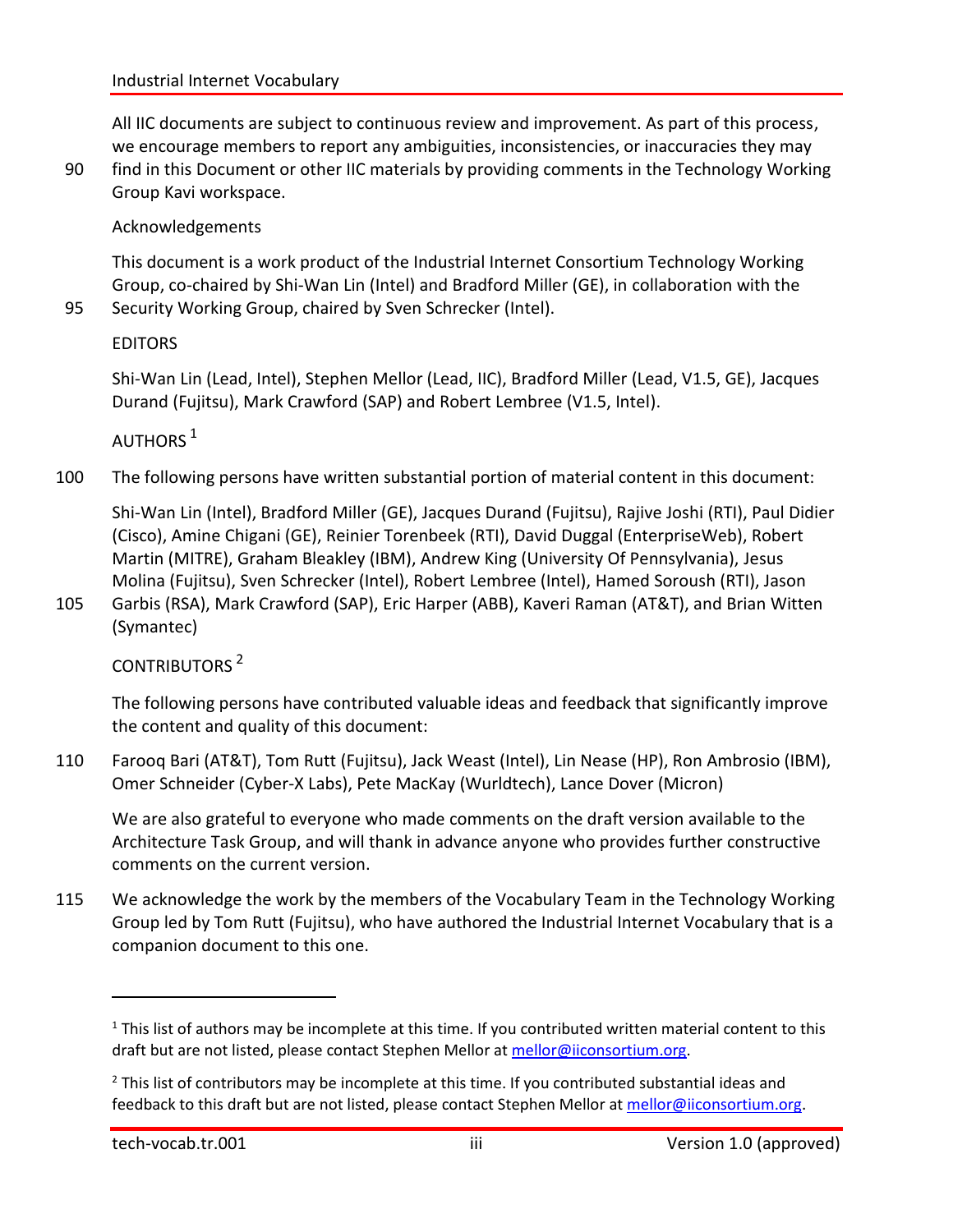All IIC documents are subject to continuous review and improvement. As part of this process, we encourage members to report any ambiguities, inconsistencies, or inaccuracies they may find in this Document or other IIC materials by providing comments in the Technology Working Group Kavi workspace.

Acknowledgements

This document is a work product of the Industrial Internet Consortium Technology Working Group, co-chaired by Shi-Wan Lin (Intel) and Bradford Miller (GE), in collaboration with the Security Working Group, chaired by Sven Schrecker (Intel).

EDITORS

Shi-Wan Lin (Lead, Intel), Stephen Mellor (Lead, IIC), Bradford Miller (Lead, V1.5, GE), Jacques Durand (Fujitsu), Mark Crawford (SAP) and Robert Lembree (V1.5, Intel).

AUTHORS [1]

The following persons have written substantial portion of material content in this document:

Shi-Wan Lin (Intel), Bradford Miller (GE), Jacques Durand (Fujitsu), Rajive Joshi (RTI), Paul Didier (Cisco), Amine Chigani (GE), Reinier Torenbeek (RTI), David Duggal (EnterpriseWeb), Robert Martin (MITRE), Graham Bleakley (IBM), Andrew King (University Of Pennsylvania), Jesus Molina (Fujitsu), Sven Schrecker (Intel), Robert Lembree (Intel), Hamed Soroush (RTI), Jason Garbis (RSA), Mark Crawford (SAP), Eric Harper (ABB), Kaveri Raman (AT&T), and Brian Witten (Symantec)

CONTRIBUTORS [2]

The following persons have contributed valuable ideas and feedback that significantly improve the content and quality of this document:

Farooq Bari (AT&T), Tom Rutt (Fujitsu), Jack Weast (Intel), Lin Nease (HP), Ron Ambrosio (IBM), Omer Schneider (Cyber-X Labs), Pete MacKay (Wurldtech), Lance Dover (Micron)

We are also grateful to everyone who made comments on the draft version available to the Architecture Task Group, and will thank in advance anyone who provides further constructive comments on the current version.

We acknowledge the work by the members of the Vocabulary Team in the Technology Working Group led by Tom Rutt (Fujitsu), who have authored the Industrial Internet Vocabulary that is a companion document to this one.

---

[1] This list of authors may be incomplete at this time. If you contributed written material content to this draft but are not listed, please contact Stephen Mellor at mellor@iiconsortium.org.

[2] This list of contributors may be incomplete at this time. If you contributed substantial ideas and feedback to this draft but are not listed, please contact Stephen Mellor at mellor@iiconsortium.org.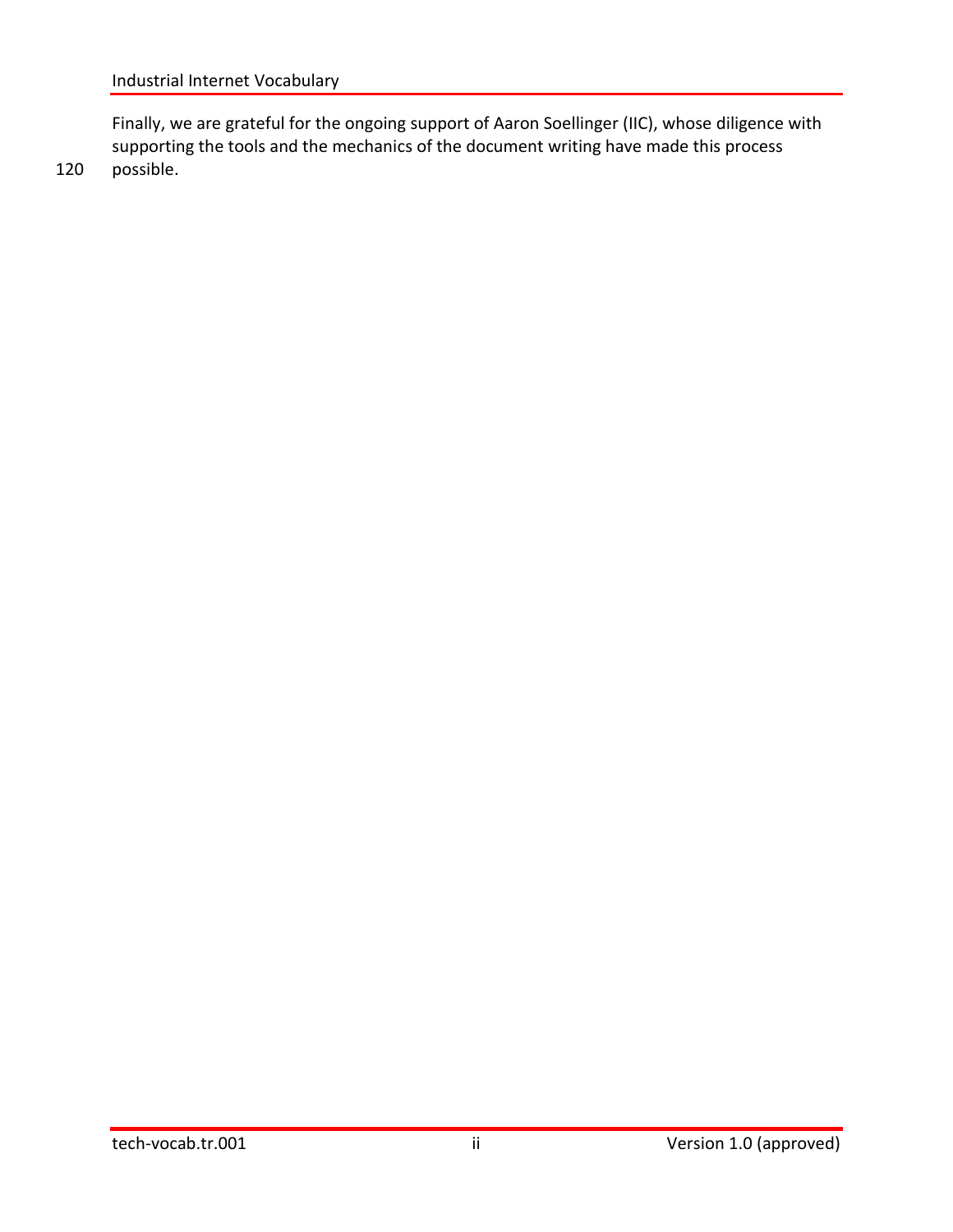Finally, we are grateful for the ongoing support of Aaron Soellinger (IIC), whose diligence with supporting the tools and the mechanics of the document writing have made this process possible.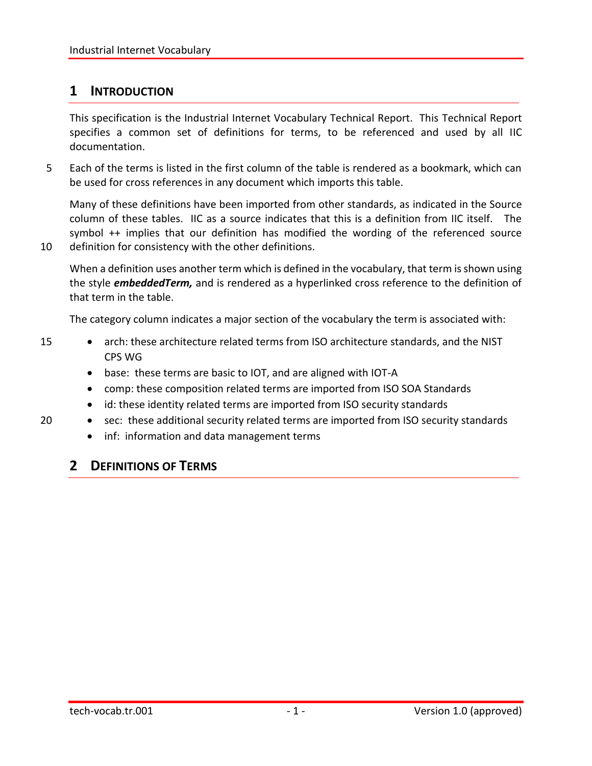# 1 Introduction

This specification is the Industrial Internet Vocabulary Technical Report. This Technical Report specifies a common set of definitions for terms, to be referenced and used by all IIC documentation.

Each of the terms is listed in the first column of the table is rendered as a bookmark, which can be used for cross references in any document which imports this table.

Many of these definitions have been imported from other standards, as indicated in the Source column of these tables. IIC as a source indicates that this is a definition from IIC itself. The symbol ++ implies that our definition has modified the wording of the referenced source definition for consistency with the other definitions.

When a definition uses another term which is defined in the vocabulary, that term is shown using the style ***embeddedTerm,*** and is rendered as a hyperlinked cross reference to the definition of that term in the table.

The category column indicates a major section of the vocabulary the term is associated with:

- arch: these architecture related terms from ISO architecture standards, and the NIST CPS WG
- base: these terms are basic to IOT, and are aligned with IOT-A
- comp: these composition related terms are imported from ISO SOA Standards
- id: these identity related terms are imported from ISO security standards
- sec: these additional security related terms are imported from ISO security standards
- inf: information and data management terms

# 2 Definitions of Terms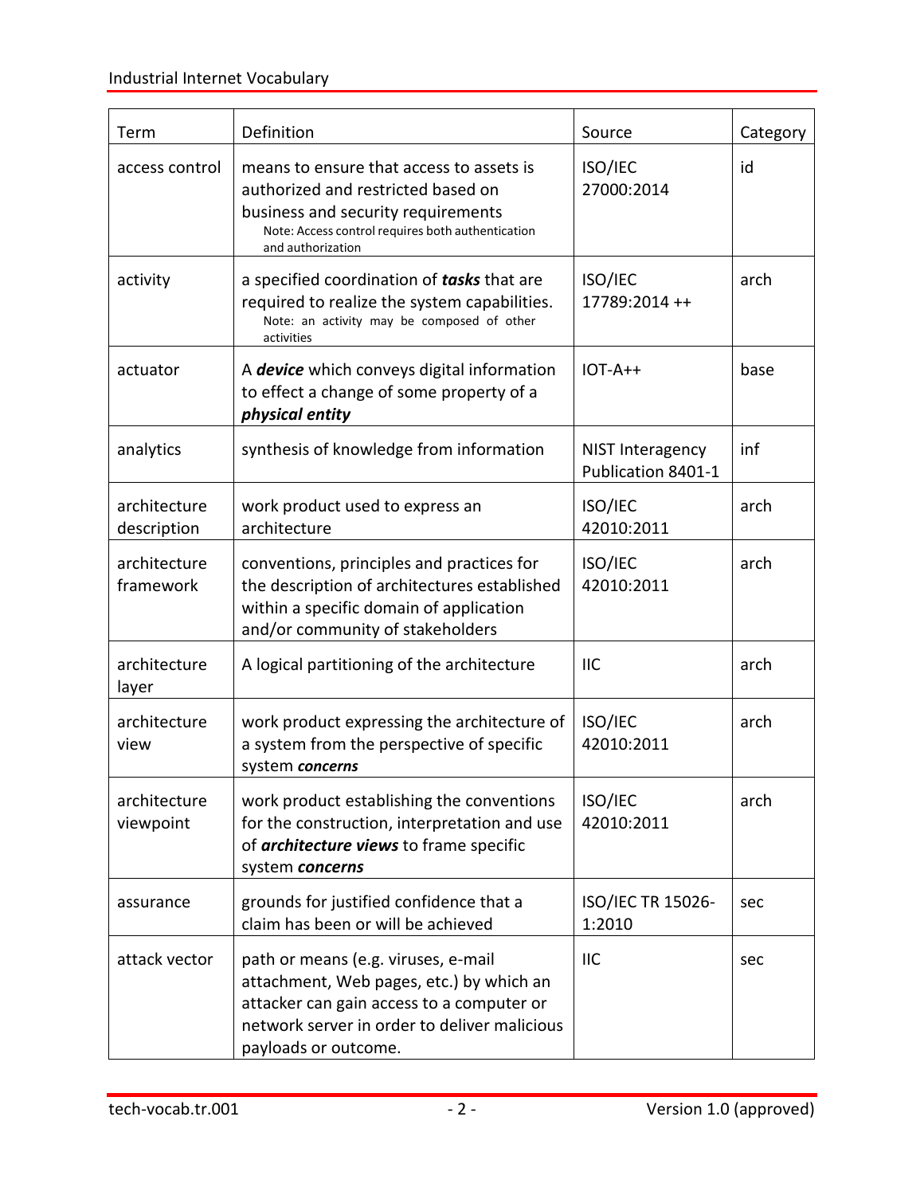| Term | Definition | Source | Category |
|---|---|---|---|
| access control | means to ensure that access to assets is authorized and restricted based on business and security requirements<br>Note: Access control requires both authentication and authorization | ISO/IEC 27000:2014 | id |
| activity | a specified coordination of ***tasks*** that are required to realize the system capabilities.<br>Note: an activity may be composed of other activities | ISO/IEC 17789:2014 ++ | arch |
| actuator | A ***device*** which conveys digital information to effect a change of some property of a ***physical entity*** | IOT-A++ | base |
| analytics | synthesis of knowledge from information | NIST Interagency Publication 8401-1 | inf |
| architecture description | work product used to express an architecture | ISO/IEC 42010:2011 | arch |
| architecture framework | conventions, principles and practices for the description of architectures established within a specific domain of application and/or community of stakeholders | ISO/IEC 42010:2011 | arch |
| architecture layer | A logical partitioning of the architecture | IIC | arch |
| architecture view | work product expressing the architecture of a system from the perspective of specific system ***concerns*** | ISO/IEC 42010:2011 | arch |
| architecture viewpoint | work product establishing the conventions for the construction, interpretation and use of ***architecture views*** to frame specific system ***concerns*** | ISO/IEC 42010:2011 | arch |
| assurance | grounds for justified confidence that a claim has been or will be achieved | ISO/IEC TR 15026-1:2010 | sec |
| attack vector | path or means (e.g. viruses, e-mail attachment, Web pages, etc.) by which an attacker can gain access to a computer or network server in order to deliver malicious payloads or outcome. | IIC | sec |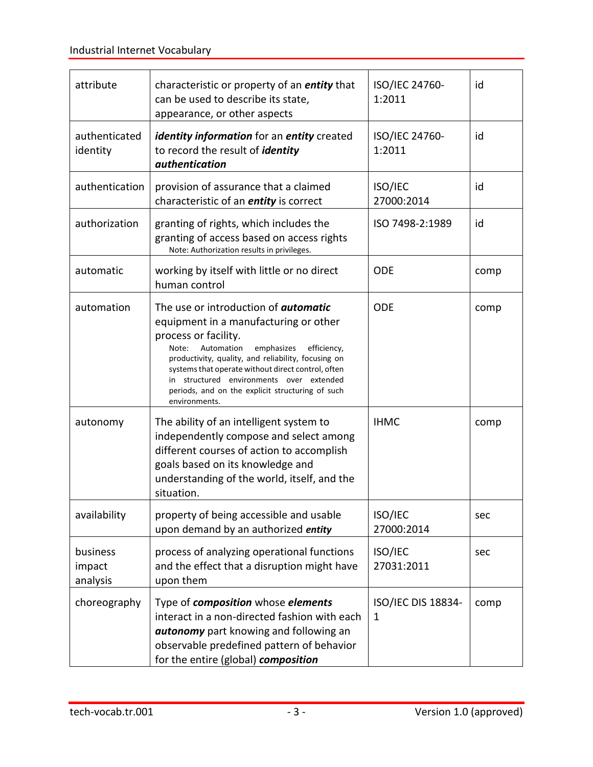| attribute | characteristic or property of an ***entity*** that can be used to describe its state, appearance, or other aspects | ISO/IEC 24760-1:2011 | id |
|---|---|---|---|
| authenticated identity | ***identity information*** for an ***entity*** created to record the result of ***identity authentication*** | ISO/IEC 24760-1:2011 | id |
| authentication | provision of assurance that a claimed characteristic of an ***entity*** is correct | ISO/IEC 27000:2014 | id |
| authorization | granting of rights, which includes the granting of access based on access rights<br>Note: Authorization results in privileges. | ISO 7498-2:1989 | id |
| automatic | working by itself with little or no direct human control | ODE | comp |
| automation | The use or introduction of ***automatic*** equipment in a manufacturing or other process or facility.<br>Note: Automation emphasizes efficiency, productivity, quality, and reliability, focusing on systems that operate without direct control, often in structured environments over extended periods, and on the explicit structuring of such environments. | ODE | comp |
| autonomy | The ability of an intelligent system to independently compose and select among different courses of action to accomplish goals based on its knowledge and understanding of the world, itself, and the situation. | IHMC | comp |
| availability | property of being accessible and usable upon demand by an authorized ***entity*** | ISO/IEC 27000:2014 | sec |
| business impact analysis | process of analyzing operational functions and the effect that a disruption might have upon them | ISO/IEC 27031:2011 | sec |
| choreography | Type of ***composition*** whose ***elements*** interact in a non-directed fashion with each ***autonomy*** part knowing and following an observable predefined pattern of behavior for the entire (global) ***composition*** | ISO/IEC DIS 18834-1 | comp |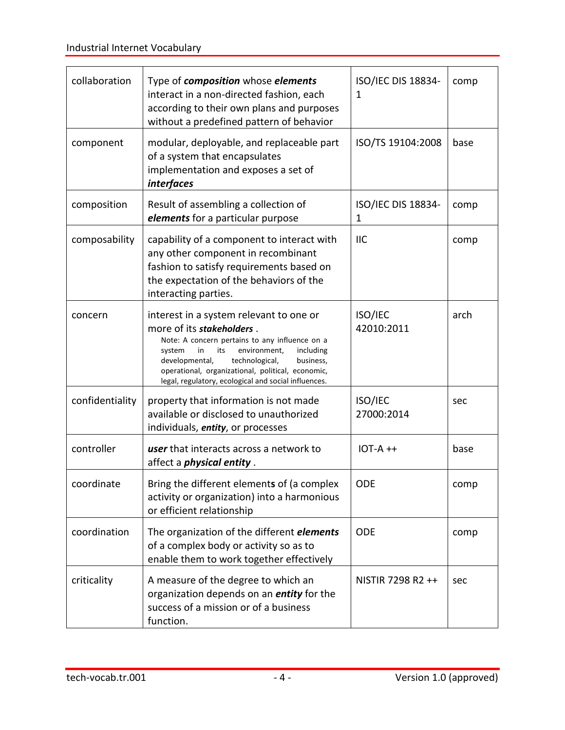| | | | |
|---|---|---|---|
| collaboration | Type of ***composition*** whose ***elements*** interact in a non-directed fashion, each according to their own plans and purposes without a predefined pattern of behavior | ISO/IEC DIS 18834-1 | comp |
| component | modular, deployable, and replaceable part of a system that encapsulates implementation and exposes a set of ***interfaces*** | ISO/TS 19104:2008 | base |
| composition | Result of assembling a collection of ***elements*** for a particular purpose | ISO/IEC DIS 18834-1 | comp |
| composability | capability of a component to interact with any other component in recombinant fashion to satisfy requirements based on the expectation of the behaviors of the interacting parties. | IIC | comp |
| concern | interest in a system relevant to one or more of its ***stakeholders*** . Note: A concern pertains to any influence on a system in its environment, including developmental, technological, business, operational, organizational, political, economic, legal, regulatory, ecological and social influences. | ISO/IEC 42010:2011 | arch |
| confidentiality | property that information is not made available or disclosed to unauthorized individuals, ***entity***, or processes | ISO/IEC 27000:2014 | sec |
| controller | ***user*** that interacts across a network to affect a ***physical entity*** . | IOT-A ++ | base |
| coordinate | Bring the different elements of (a complex activity or organization) into a harmonious or efficient relationship | ODE | comp |
| coordination | The organization of the different ***elements*** of a complex body or activity so as to enable them to work together effectively | ODE | comp |
| criticality | A measure of the degree to which an organization depends on an ***entity*** for the success of a mission or of a business function. | NISTIR 7298 R2 ++ | sec |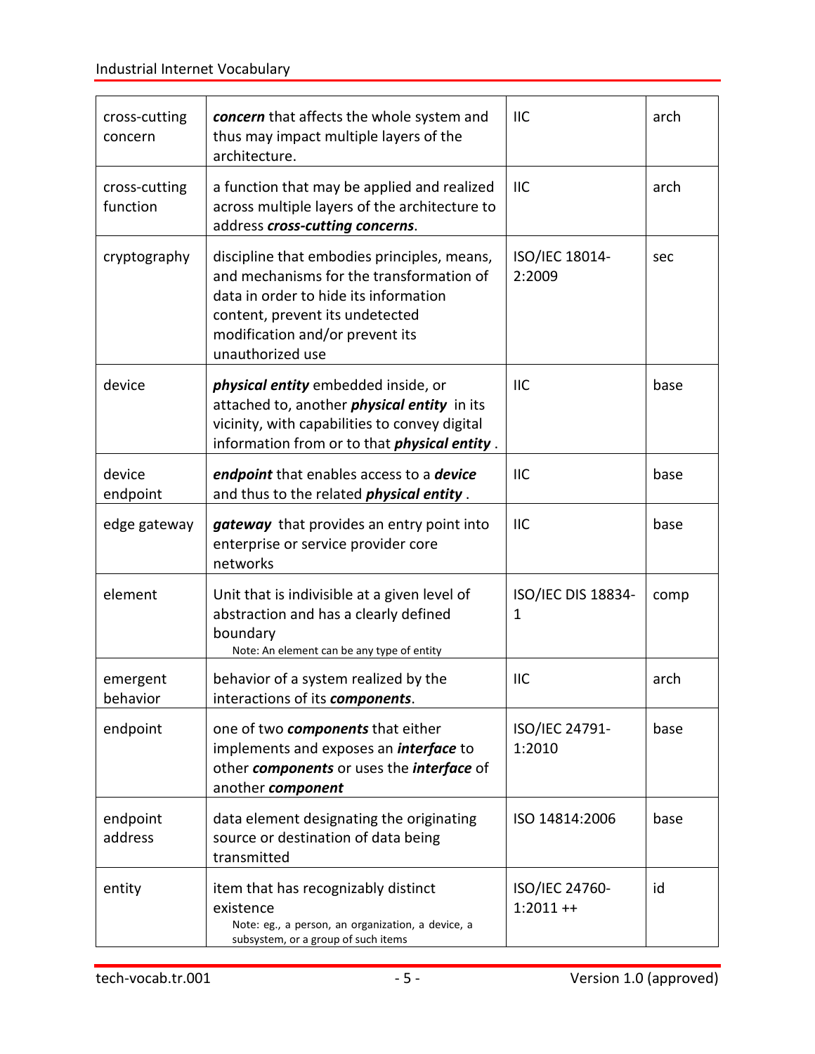| | | | |
|---|---|---|---|
| cross-cutting concern | ***concern*** that affects the whole system and thus may impact multiple layers of the architecture. | IIC | arch |
| cross-cutting function | a function that may be applied and realized across multiple layers of the architecture to address ***cross-cutting concerns***. | IIC | arch |
| cryptography | discipline that embodies principles, means, and mechanisms for the transformation of data in order to hide its information content, prevent its undetected modification and/or prevent its unauthorized use | ISO/IEC 18014-2:2009 | sec |
| device | ***physical entity*** embedded inside, or attached to, another ***physical entity*** in its vicinity, with capabilities to convey digital information from or to that ***physical entity*** . | IIC | base |
| device endpoint | ***endpoint*** that enables access to a ***device*** and thus to the related ***physical entity*** . | IIC | base |
| edge gateway | ***gateway*** that provides an entry point into enterprise or service provider core networks | IIC | base |
| element | Unit that is indivisible at a given level of abstraction and has a clearly defined boundary<br>Note: An element can be any type of entity | ISO/IEC DIS 18834-1 | comp |
| emergent behavior | behavior of a system realized by the interactions of its ***components***. | IIC | arch |
| endpoint | one of two ***components*** that either implements and exposes an ***interface*** to other ***components*** or uses the ***interface*** of another ***component*** | ISO/IEC 24791-1:2010 | base |
| endpoint address | data element designating the originating source or destination of data being transmitted | ISO 14814:2006 | base |
| entity | item that has recognizably distinct existence<br>Note: eg., a person, an organization, a device, a subsystem, or a group of such items | ISO/IEC 24760-1:2011 ++ | id |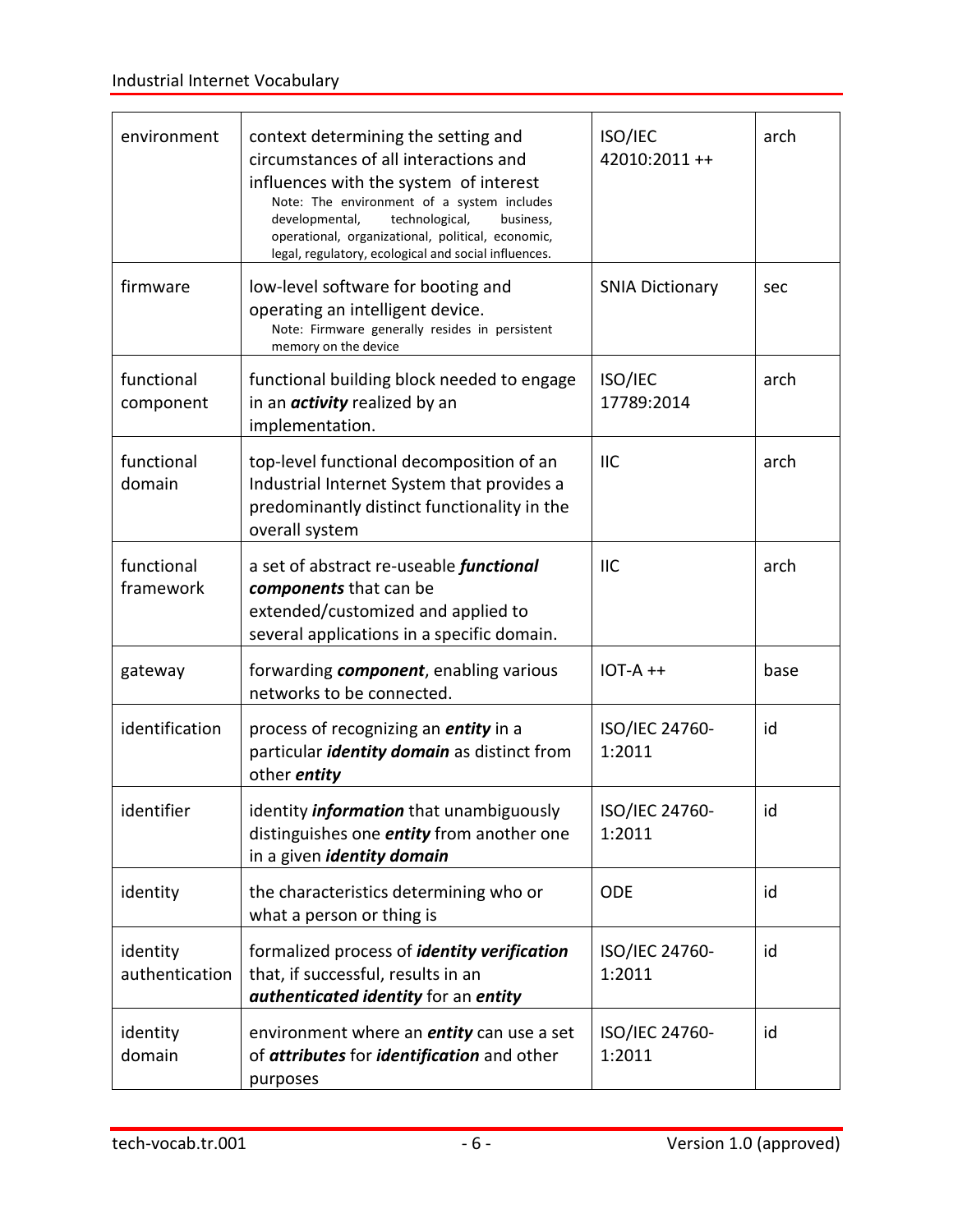| | | | |
|---|---|---|---|
| environment | context determining the setting and circumstances of all interactions and influences with the system of interest<br>Note: The environment of a system includes developmental, technological, business, operational, organizational, political, economic, legal, regulatory, ecological and social influences. | ISO/IEC 42010:2011 ++ | arch |
| firmware | low-level software for booting and operating an intelligent device.<br>Note: Firmware generally resides in persistent memory on the device | SNIA Dictionary | sec |
| functional component | functional building block needed to engage in an ***activity*** realized by an implementation. | ISO/IEC 17789:2014 | arch |
| functional domain | top-level functional decomposition of an Industrial Internet System that provides a predominantly distinct functionality in the overall system | IIC | arch |
| functional framework | a set of abstract re-useable ***functional components*** that can be extended/customized and applied to several applications in a specific domain. | IIC | arch |
| gateway | forwarding ***component***, enabling various networks to be connected. | IOT-A ++ | base |
| identification | process of recognizing an ***entity*** in a particular ***identity domain*** as distinct from other ***entity*** | ISO/IEC 24760-1:2011 | id |
| identifier | identity ***information*** that unambiguously distinguishes one ***entity*** from another one in a given ***identity domain*** | ISO/IEC 24760-1:2011 | id |
| identity | the characteristics determining who or what a person or thing is | ODE | id |
| identity authentication | formalized process of ***identity verification*** that, if successful, results in an ***authenticated identity*** for an ***entity*** | ISO/IEC 24760-1:2011 | id |
| identity domain | environment where an ***entity*** can use a set of ***attributes*** for ***identification*** and other purposes | ISO/IEC 24760-1:2011 | id |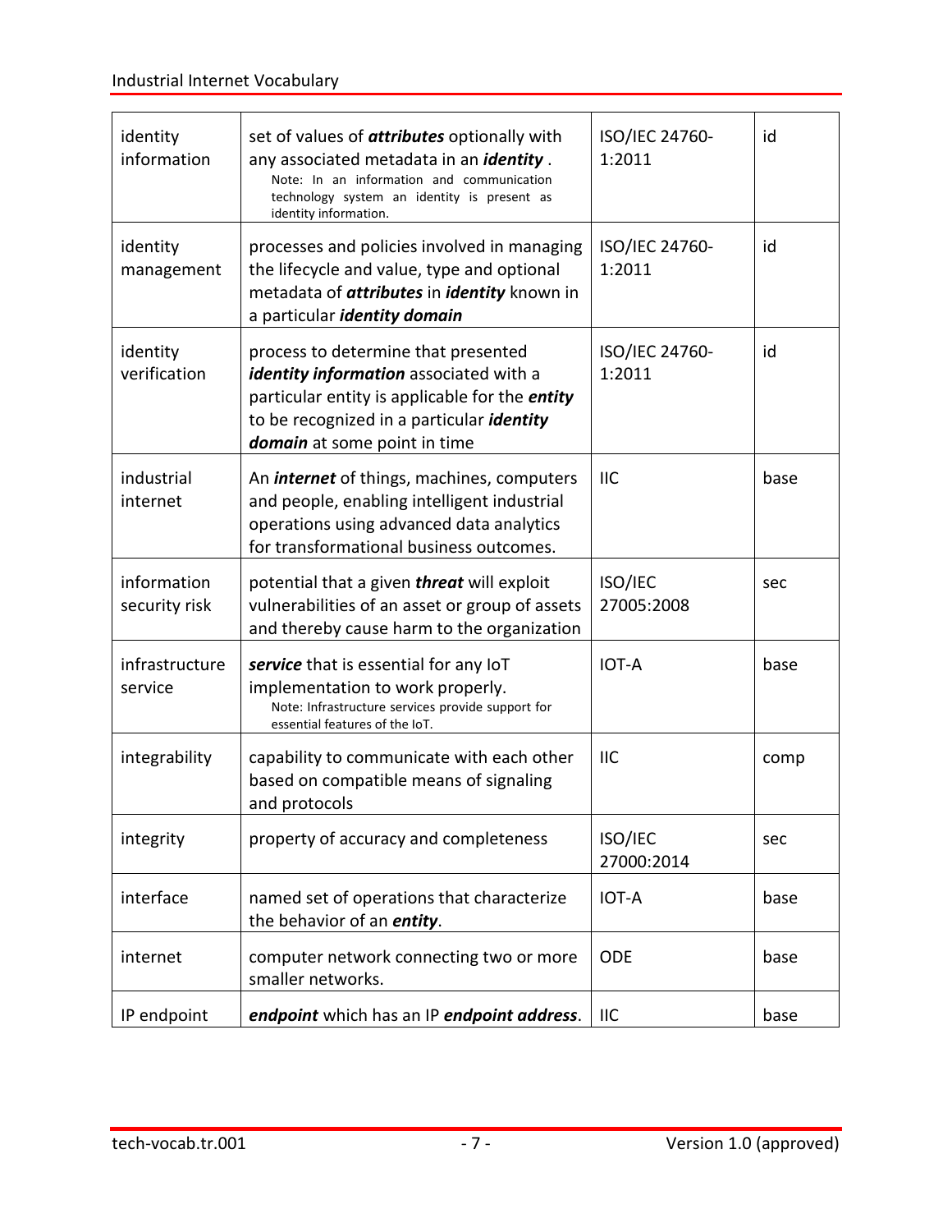| | | | |
|---|---|---|---|
| identity information | set of values of ***attributes*** optionally with any associated metadata in an ***identity*** . Note: In an information and communication technology system an identity is present as identity information. | ISO/IEC 24760-1:2011 | id |
| identity management | processes and policies involved in managing the lifecycle and value, type and optional metadata of ***attributes*** in ***identity*** known in a particular ***identity domain*** | ISO/IEC 24760-1:2011 | id |
| identity verification | process to determine that presented ***identity information*** associated with a particular entity is applicable for the ***entity*** to be recognized in a particular ***identity domain*** at some point in time | ISO/IEC 24760-1:2011 | id |
| industrial internet | An ***internet*** of things, machines, computers and people, enabling intelligent industrial operations using advanced data analytics for transformational business outcomes. | IIC | base |
| information security risk | potential that a given ***threat*** will exploit vulnerabilities of an asset or group of assets and thereby cause harm to the organization | ISO/IEC 27005:2008 | sec |
| infrastructure service | ***service*** that is essential for any IoT implementation to work properly. Note: Infrastructure services provide support for essential features of the IoT. | IOT-A | base |
| integrability | capability to communicate with each other based on compatible means of signaling and protocols | IIC | comp |
| integrity | property of accuracy and completeness | ISO/IEC 27000:2014 | sec |
| interface | named set of operations that characterize the behavior of an ***entity***. | IOT-A | base |
| internet | computer network connecting two or more smaller networks. | ODE | base |
| IP endpoint | ***endpoint*** which has an IP ***endpoint address***. | IIC | base |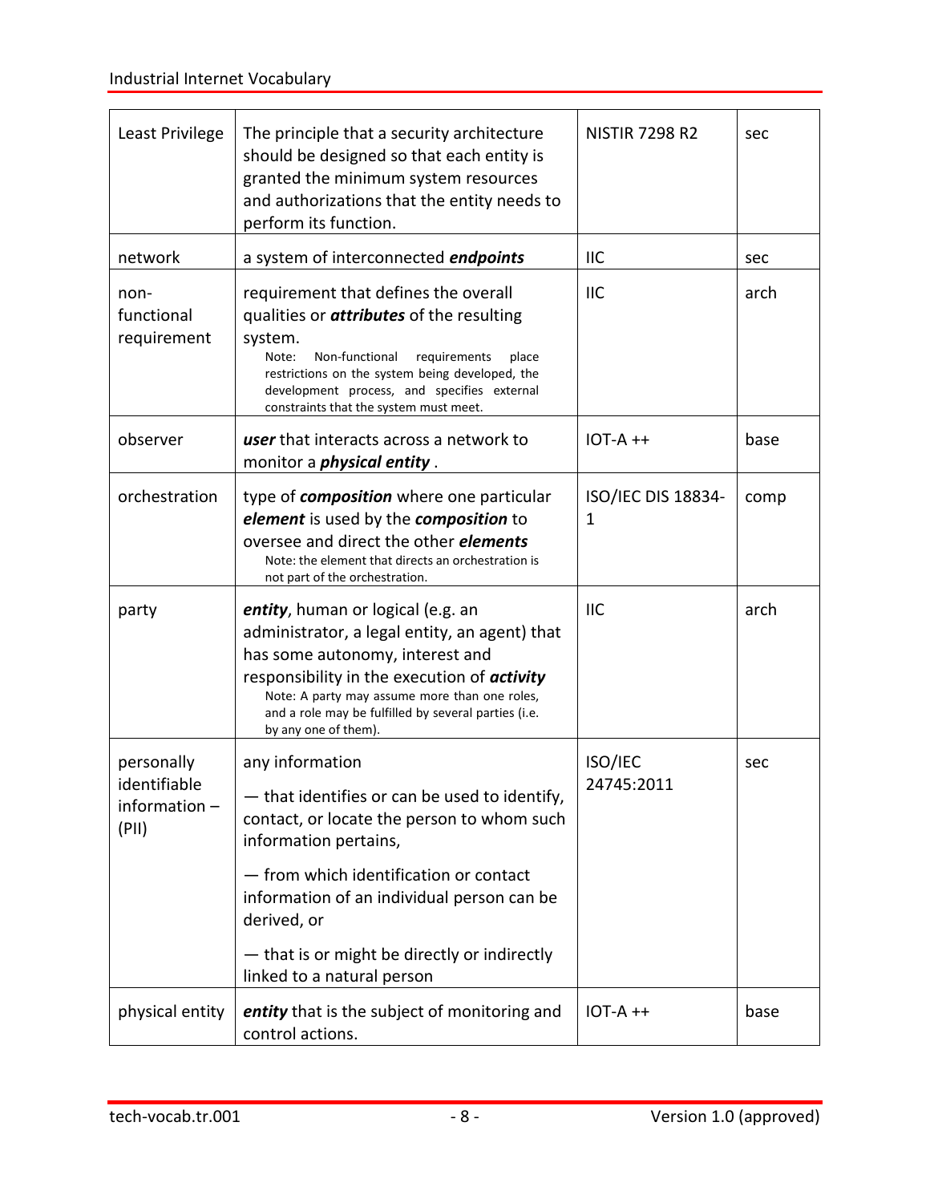| Least Privilege | The principle that a security architecture should be designed so that each entity is granted the minimum system resources and authorizations that the entity needs to perform its function. | NISTIR 7298 R2 | sec |
|---|---|---|---|
| network | a system of interconnected ***endpoints*** | IIC | sec |
| non-functional requirement | requirement that defines the overall qualities or ***attributes*** of the resulting system.<br>Note: Non-functional requirements place restrictions on the system being developed, the development process, and specifies external constraints that the system must meet. | IIC | arch |
| observer | ***user*** that interacts across a network to monitor a ***physical entity*** . | IOT-A ++ | base |
| orchestration | type of ***composition*** where one particular ***element*** is used by the ***composition*** to oversee and direct the other ***elements***<br>Note: the element that directs an orchestration is not part of the orchestration. | ISO/IEC DIS 18834-1 | comp |
| party | ***entity***, human or logical (e.g. an administrator, a legal entity, an agent) that has some autonomy, interest and responsibility in the execution of ***activity***<br>Note: A party may assume more than one roles, and a role may be fulfilled by several parties (i.e. by any one of them). | IIC | arch |
| personally identifiable information – (PII) | any information<br>— that identifies or can be used to identify, contact, or locate the person to whom such information pertains,<br>— from which identification or contact information of an individual person can be derived, or<br>— that is or might be directly or indirectly linked to a natural person | ISO/IEC 24745:2011 | sec |
| physical entity | ***entity*** that is the subject of monitoring and control actions. | IOT-A ++ | base |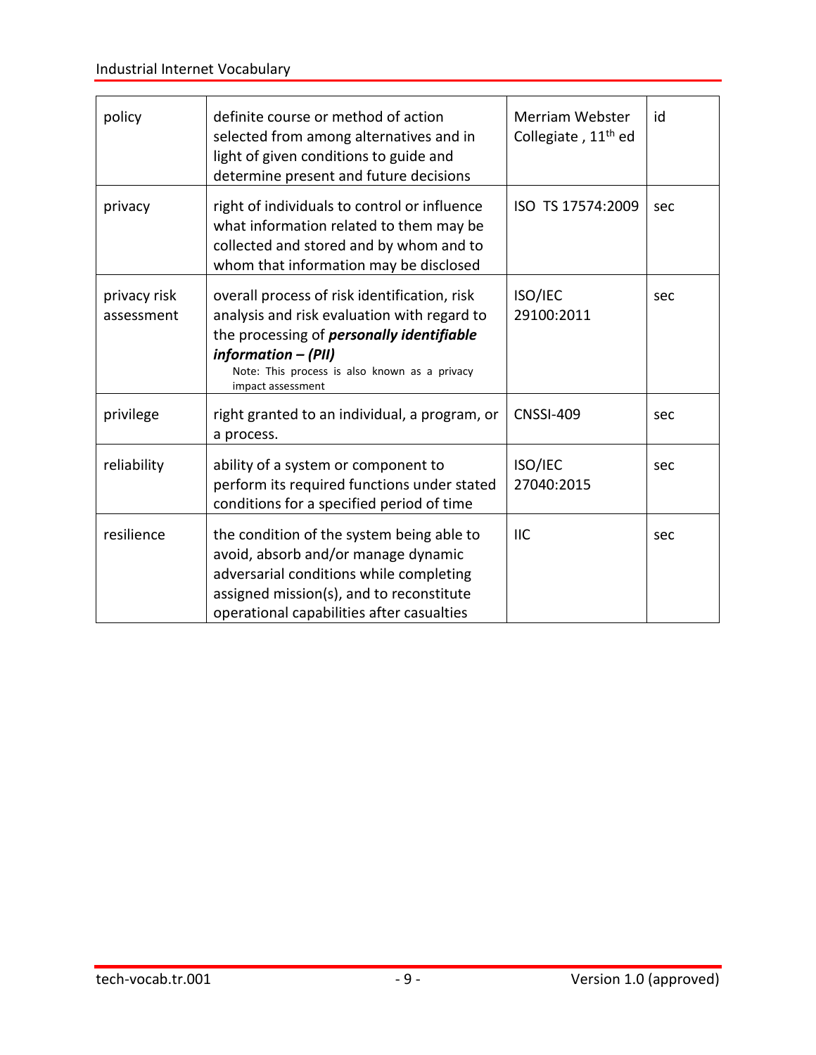| policy | definite course or method of action selected from among alternatives and in light of given conditions to guide and determine present and future decisions | Merriam Webster Collegiate , 11th ed | id |
|---|---|---|---|
| privacy | right of individuals to control or influence what information related to them may be collected and stored and by whom and to whom that information may be disclosed | ISO TS 17574:2009 | sec |
| privacy risk assessment | overall process of risk identification, risk analysis and risk evaluation with regard to the processing of ***personally identifiable information – (PII)*** Note: This process is also known as a privacy impact assessment | ISO/IEC 29100:2011 | sec |
| privilege | right granted to an individual, a program, or a process. | CNSSI-409 | sec |
| reliability | ability of a system or component to perform its required functions under stated conditions for a specified period of time | ISO/IEC 27040:2015 | sec |
| resilience | the condition of the system being able to avoid, absorb and/or manage dynamic adversarial conditions while completing assigned mission(s), and to reconstitute operational capabilities after casualties | IIC | sec |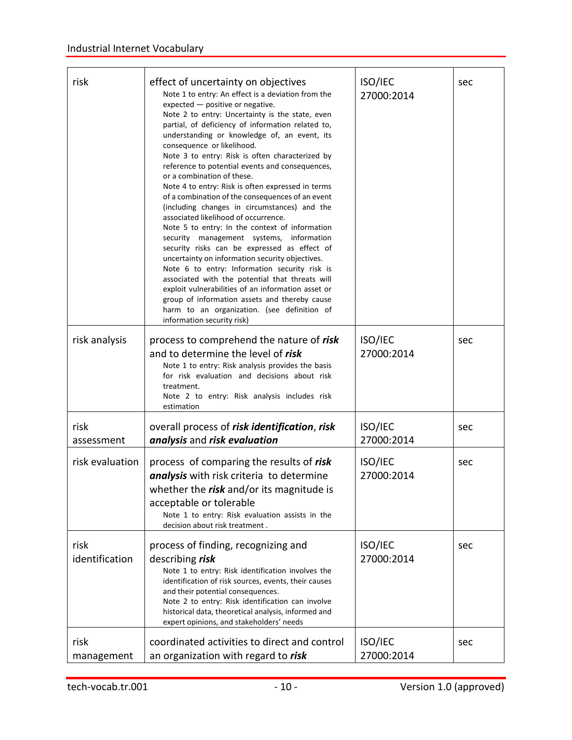| risk | effect of uncertainty on objectives<br>Note 1 to entry: An effect is a deviation from the expected — positive or negative.<br>Note 2 to entry: Uncertainty is the state, even partial, of deficiency of information related to, understanding or knowledge of, an event, its consequence or likelihood.<br>Note 3 to entry: Risk is often characterized by reference to potential events and consequences, or a combination of these.<br>Note 4 to entry: Risk is often expressed in terms of a combination of the consequences of an event (including changes in circumstances) and the associated likelihood of occurrence.<br>Note 5 to entry: In the context of information security management systems, information security risks can be expressed as effect of uncertainty on information security objectives.<br>Note 6 to entry: Information security risk is associated with the potential that threats will exploit vulnerabilities of an information asset or group of information assets and thereby cause harm to an organization. (see definition of information security risk) | ISO/IEC 27000:2014 | sec |
|---|---|---|---|
| risk analysis | process to comprehend the nature of ***risk*** and to determine the level of ***risk***<br>Note 1 to entry: Risk analysis provides the basis for risk evaluation and decisions about risk treatment.<br>Note 2 to entry: Risk analysis includes risk estimation | ISO/IEC 27000:2014 | sec |
| risk assessment | overall process of ***risk identification***, ***risk analysis*** and ***risk evaluation*** | ISO/IEC 27000:2014 | sec |
| risk evaluation | process of comparing the results of ***risk analysis*** with risk criteria to determine whether the ***risk*** and/or its magnitude is acceptable or tolerable<br>Note 1 to entry: Risk evaluation assists in the decision about risk treatment . | ISO/IEC 27000:2014 | sec |
| risk identification | process of finding, recognizing and describing ***risk***<br>Note 1 to entry: Risk identification involves the identification of risk sources, events, their causes and their potential consequences.<br>Note 2 to entry: Risk identification can involve historical data, theoretical analysis, informed and expert opinions, and stakeholders' needs | ISO/IEC 27000:2014 | sec |
| risk management | coordinated activities to direct and control an organization with regard to ***risk*** | ISO/IEC 27000:2014 | sec |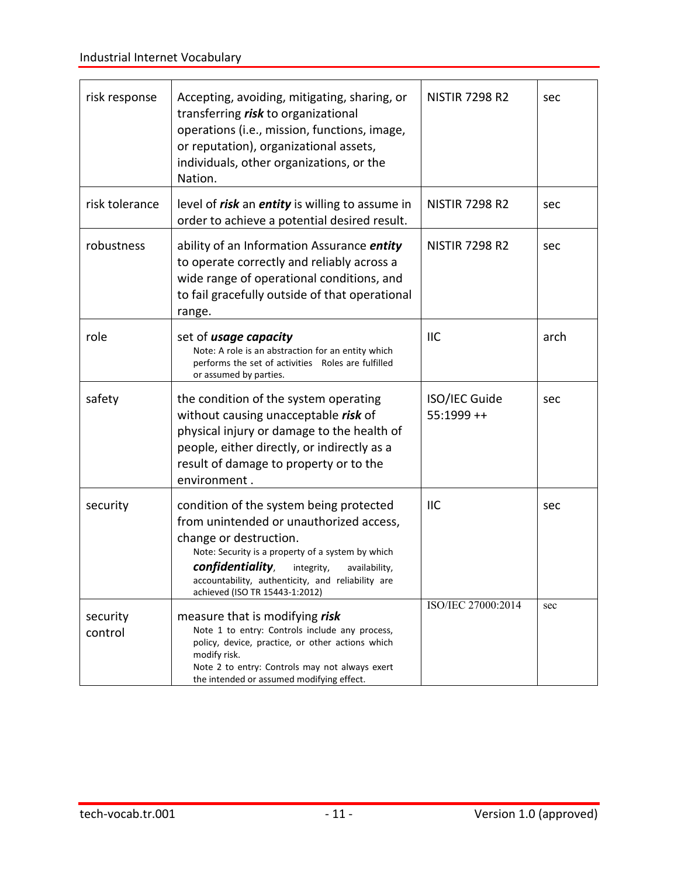| | | | |
|---|---|---|---|
| risk response | Accepting, avoiding, mitigating, sharing, or transferring ***risk*** to organizational operations (i.e., mission, functions, image, or reputation), organizational assets, individuals, other organizations, or the Nation. | NISTIR 7298 R2 | sec |
| risk tolerance | level of ***risk*** an ***entity*** is willing to assume in order to achieve a potential desired result. | NISTIR 7298 R2 | sec |
| robustness | ability of an Information Assurance ***entity*** to operate correctly and reliably across a wide range of operational conditions, and to fail gracefully outside of that operational range. | NISTIR 7298 R2 | sec |
| role | set of ***usage capacity***<br>Note: A role is an abstraction for an entity which performs the set of activities Roles are fulfilled or assumed by parties. | IIC | arch |
| safety | the condition of the system operating without causing unacceptable ***risk*** of physical injury or damage to the health of people, either directly, or indirectly as a result of damage to property or to the environment . | ISO/IEC Guide 55:1999 ++ | sec |
| security | condition of the system being protected from unintended or unauthorized access, change or destruction.<br>Note: Security is a property of a system by which ***confidentiality***, integrity, availability, accountability, authenticity, and reliability are achieved (ISO TR 15443-1:2012) | IIC | sec |
| security control | measure that is modifying ***risk***<br>Note 1 to entry: Controls include any process, policy, device, practice, or other actions which modify risk.<br>Note 2 to entry: Controls may not always exert the intended or assumed modifying effect. | ISO/IEC 27000:2014 | sec |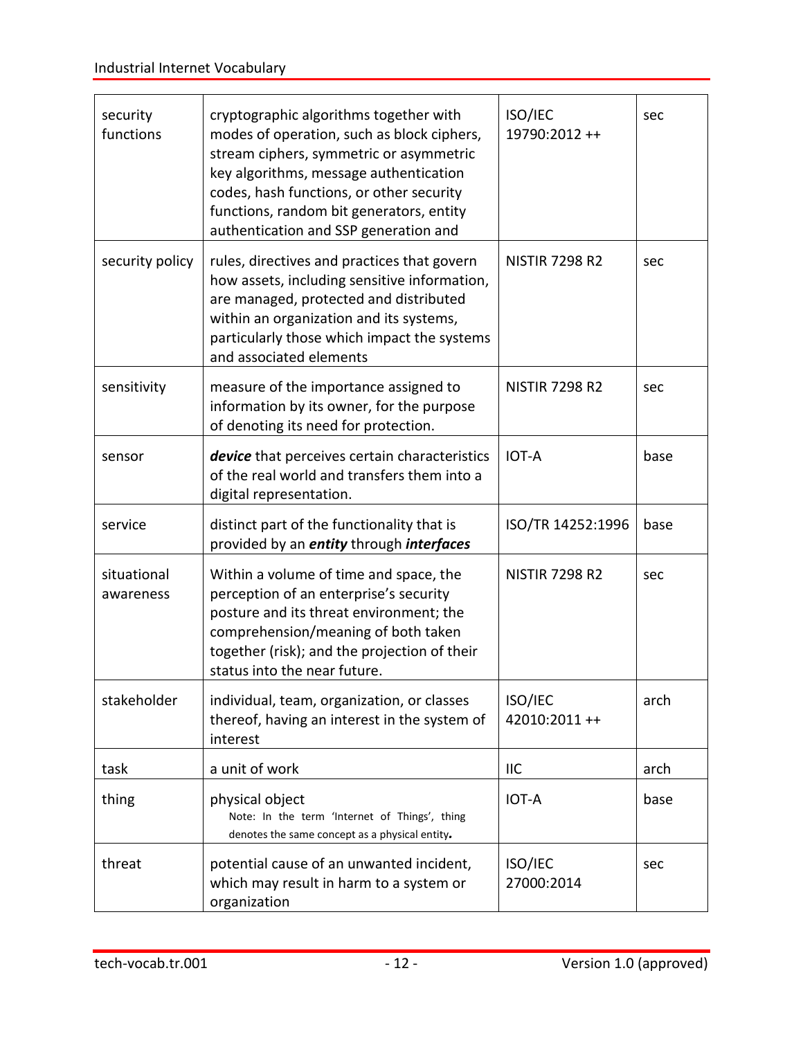| security functions | cryptographic algorithms together with modes of operation, such as block ciphers, stream ciphers, symmetric or asymmetric key algorithms, message authentication codes, hash functions, or other security functions, random bit generators, entity authentication and SSP generation and | ISO/IEC 19790:2012 ++ | sec |
|---|---|---|---|
| security policy | rules, directives and practices that govern how assets, including sensitive information, are managed, protected and distributed within an organization and its systems, particularly those which impact the systems and associated elements | NISTIR 7298 R2 | sec |
| sensitivity | measure of the importance assigned to information by its owner, for the purpose of denoting its need for protection. | NISTIR 7298 R2 | sec |
| sensor | ***device*** that perceives certain characteristics of the real world and transfers them into a digital representation. | IOT-A | base |
| service | distinct part of the functionality that is provided by an ***entity*** through ***interfaces*** | ISO/TR 14252:1996 | base |
| situational awareness | Within a volume of time and space, the perception of an enterprise's security posture and its threat environment; the comprehension/meaning of both taken together (risk); and the projection of their status into the near future. | NISTIR 7298 R2 | sec |
| stakeholder | individual, team, organization, or classes thereof, having an interest in the system of interest | ISO/IEC 42010:2011 ++ | arch |
| task | a unit of work | IIC | arch |
| thing | physical object<br>Note: In the term 'Internet of Things', thing denotes the same concept as a physical entity. | IOT-A | base |
| threat | potential cause of an unwanted incident, which may result in harm to a system or organization | ISO/IEC 27000:2014 | sec |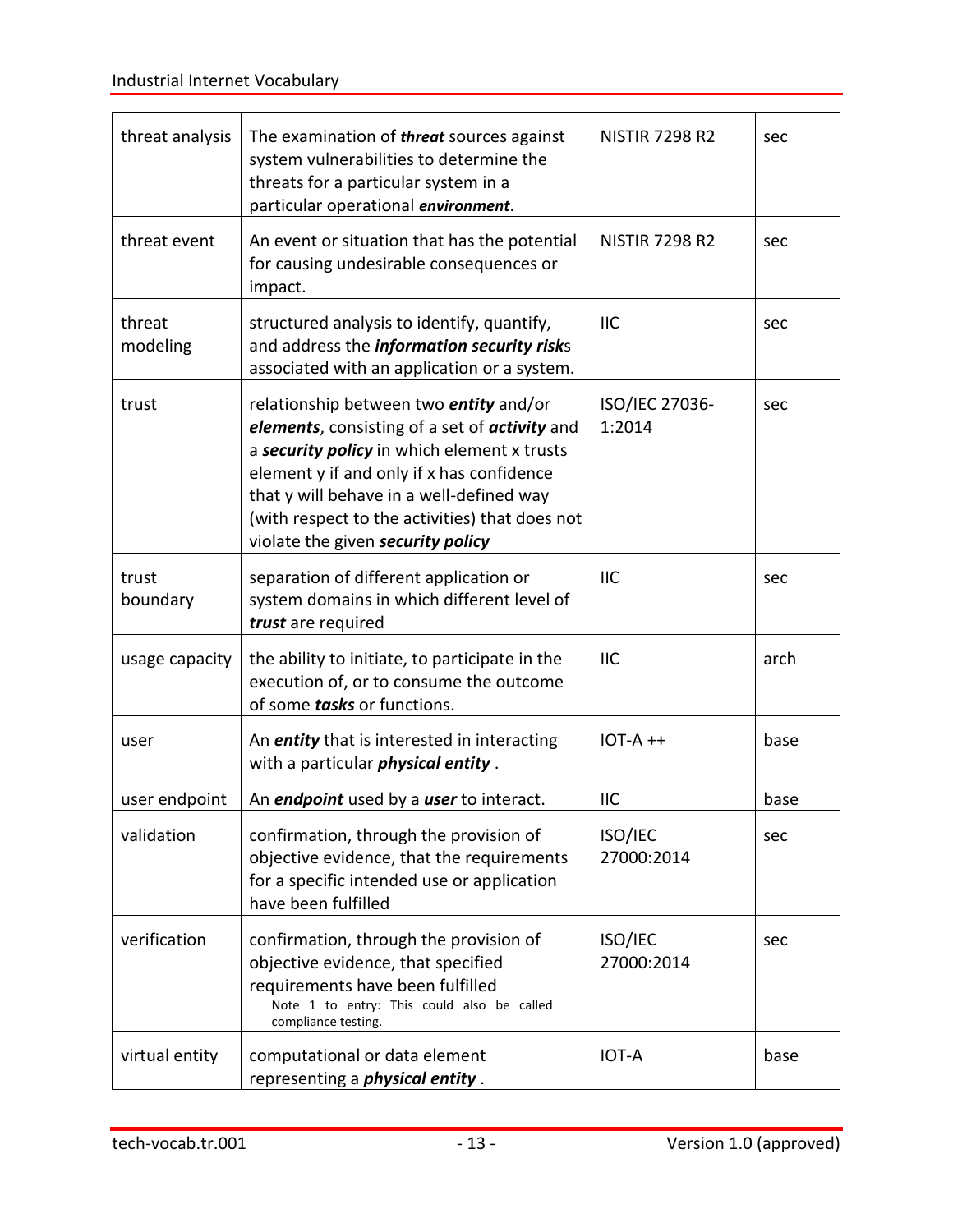| threat analysis | The examination of ***threat*** sources against system vulnerabilities to determine the threats for a particular system in a particular operational ***environment***. | NISTIR 7298 R2 | sec |
|---|---|---|---|
| threat event | An event or situation that has the potential for causing undesirable consequences or impact. | NISTIR 7298 R2 | sec |
| threat modeling | structured analysis to identify, quantify, and address the ***information security risk***s associated with an application or a system. | IIC | sec |
| trust | relationship between two ***entity*** and/or ***elements***, consisting of a set of ***activity*** and a ***security policy*** in which element x trusts element y if and only if x has confidence that y will behave in a well-defined way (with respect to the activities) that does not violate the given ***security policy*** | ISO/IEC 27036-1:2014 | sec |
| trust boundary | separation of different application or system domains in which different level of ***trust*** are required | IIC | sec |
| usage capacity | the ability to initiate, to participate in the execution of, or to consume the outcome of some ***tasks*** or functions. | IIC | arch |
| user | An ***entity*** that is interested in interacting with a particular ***physical entity*** . | IOT-A ++ | base |
| user endpoint | An ***endpoint*** used by a ***user*** to interact. | IIC | base |
| validation | confirmation, through the provision of objective evidence, that the requirements for a specific intended use or application have been fulfilled | ISO/IEC 27000:2014 | sec |
| verification | confirmation, through the provision of objective evidence, that specified requirements have been fulfilled<br>Note 1 to entry: This could also be called compliance testing. | ISO/IEC 27000:2014 | sec |
| virtual entity | computational or data element representing a ***physical entity*** . | IOT-A | base |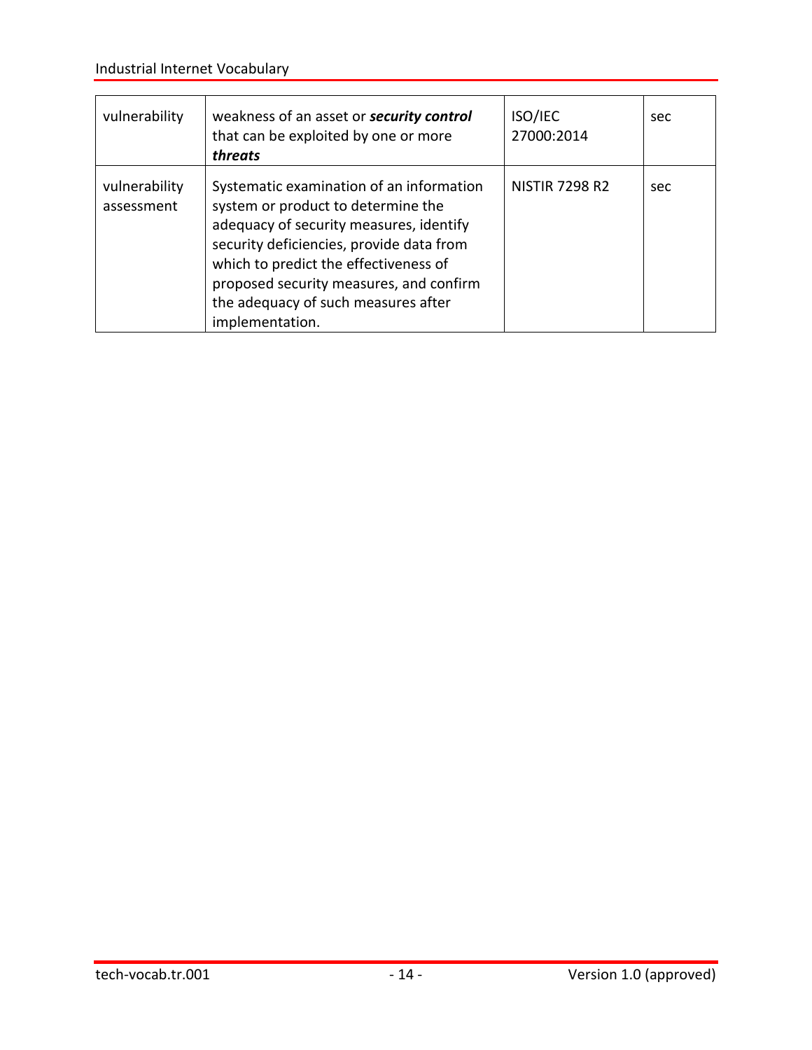| | | | |
|---|---|---|---|
| vulnerability | weakness of an asset or ***security control*** that can be exploited by one or more ***threats*** | ISO/IEC 27000:2014 | sec |
| vulnerability assessment | Systematic examination of an information system or product to determine the adequacy of security measures, identify security deficiencies, provide data from which to predict the effectiveness of proposed security measures, and confirm the adequacy of such measures after implementation. | NISTIR 7298 R2 | sec |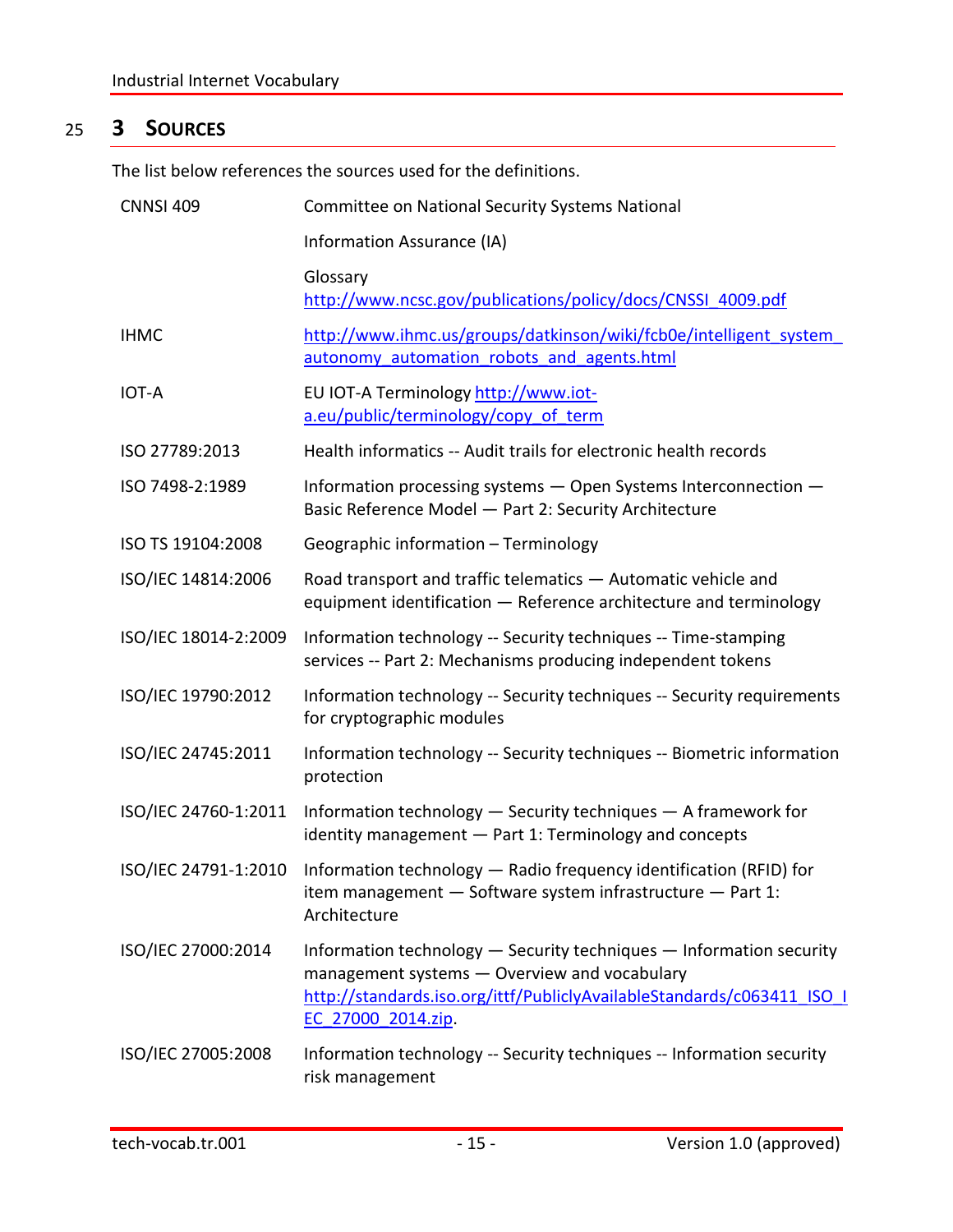# 3 SOURCES

The list below references the sources used for the definitions.

| | |
|---|---|
| CNNSI 409 | Committee on National Security Systems National<br><br>Information Assurance (IA)<br><br>Glossary http://www.ncsc.gov/publications/policy/docs/CNSSI_4009.pdf |
| IHMC | http://www.ihmc.us/groups/datkinson/wiki/fcb0e/intelligent_system_autonomy_automation_robots_and_agents.html |
| IOT-A | EU IOT-A Terminology http://www.iot-a.eu/public/terminology/copy_of_term |
| ISO 27789:2013 | Health informatics -- Audit trails for electronic health records |
| ISO 7498-2:1989 | Information processing systems — Open Systems Interconnection — Basic Reference Model — Part 2: Security Architecture |
| ISO TS 19104:2008 | Geographic information – Terminology |
| ISO/IEC 14814:2006 | Road transport and traffic telematics — Automatic vehicle and equipment identification — Reference architecture and terminology |
| ISO/IEC 18014-2:2009 | Information technology -- Security techniques -- Time-stamping services -- Part 2: Mechanisms producing independent tokens |
| ISO/IEC 19790:2012 | Information technology -- Security techniques -- Security requirements for cryptographic modules |
| ISO/IEC 24745:2011 | Information technology -- Security techniques -- Biometric information protection |
| ISO/IEC 24760-1:2011 | Information technology — Security techniques — A framework for identity management — Part 1: Terminology and concepts |
| ISO/IEC 24791-1:2010 | Information technology — Radio frequency identification (RFID) for item management — Software system infrastructure — Part 1: Architecture |
| ISO/IEC 27000:2014 | Information technology — Security techniques — Information security management systems — Overview and vocabulary http://standards.iso.org/ittf/PubliclyAvailableStandards/c063411_ISO_IEC_27000_2014.zip. |
| ISO/IEC 27005:2008 | Information technology -- Security techniques -- Information security risk management |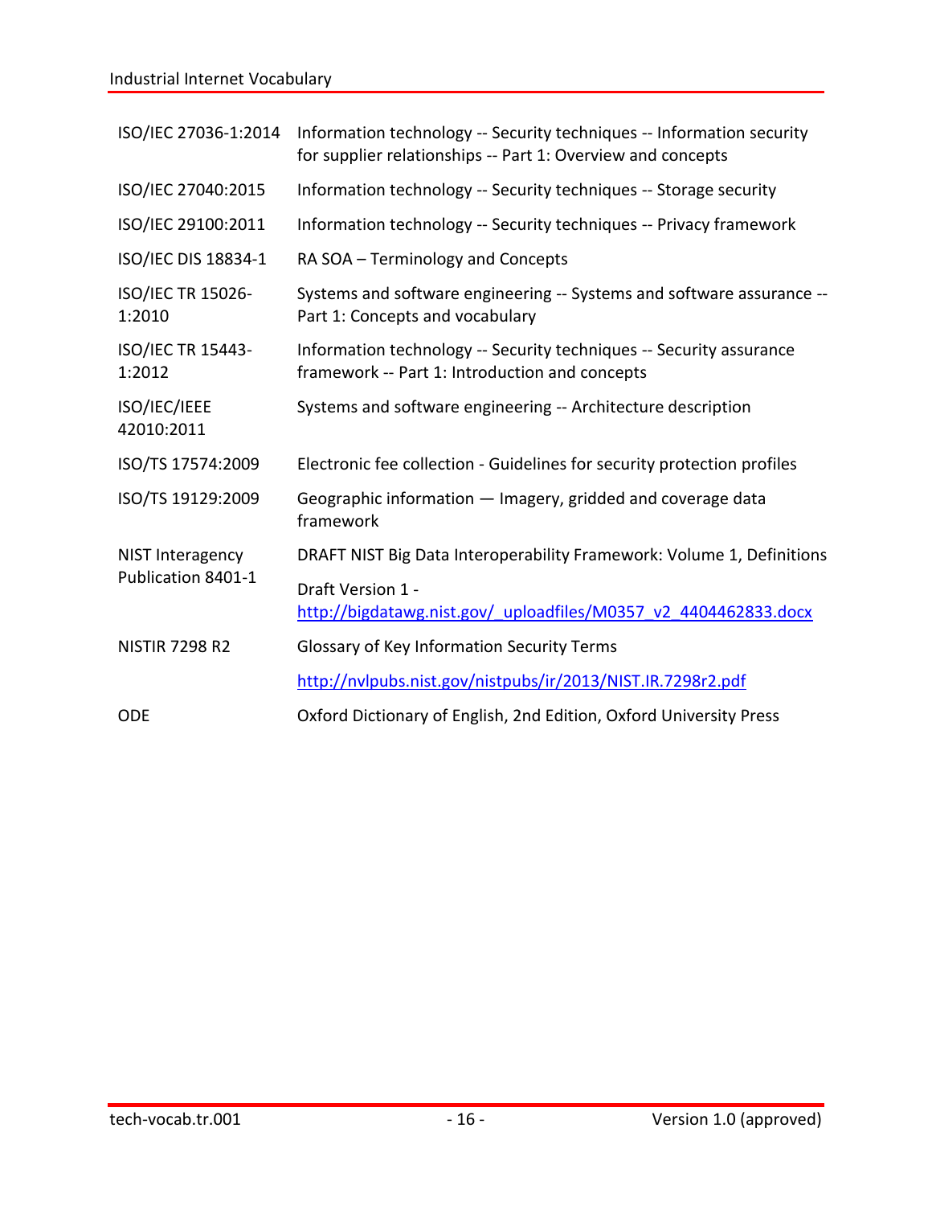| | |
|---|---|
| ISO/IEC 27036-1:2014 | Information technology -- Security techniques -- Information security for supplier relationships -- Part 1: Overview and concepts |
| ISO/IEC 27040:2015 | Information technology -- Security techniques -- Storage security |
| ISO/IEC 29100:2011 | Information technology -- Security techniques -- Privacy framework |
| ISO/IEC DIS 18834-1 | RA SOA – Terminology and Concepts |
| ISO/IEC TR 15026-1:2010 | Systems and software engineering -- Systems and software assurance -- Part 1: Concepts and vocabulary |
| ISO/IEC TR 15443-1:2012 | Information technology -- Security techniques -- Security assurance framework -- Part 1: Introduction and concepts |
| ISO/IEC/IEEE 42010:2011 | Systems and software engineering -- Architecture description |
| ISO/TS 17574:2009 | Electronic fee collection - Guidelines for security protection profiles |
| ISO/TS 19129:2009 | Geographic information — Imagery, gridded and coverage data framework |
| NIST Interagency Publication 8401-1 | DRAFT NIST Big Data Interoperability Framework: Volume 1, Definitions<br>Draft Version 1 - http://bigdatawg.nist.gov/_uploadfiles/M0357_v2_4404462833.docx |
| NISTIR 7298 R2 | Glossary of Key Information Security Terms<br>http://nvlpubs.nist.gov/nistpubs/ir/2013/NIST.IR.7298r2.pdf |
| ODE | Oxford Dictionary of English, 2nd Edition, Oxford University Press |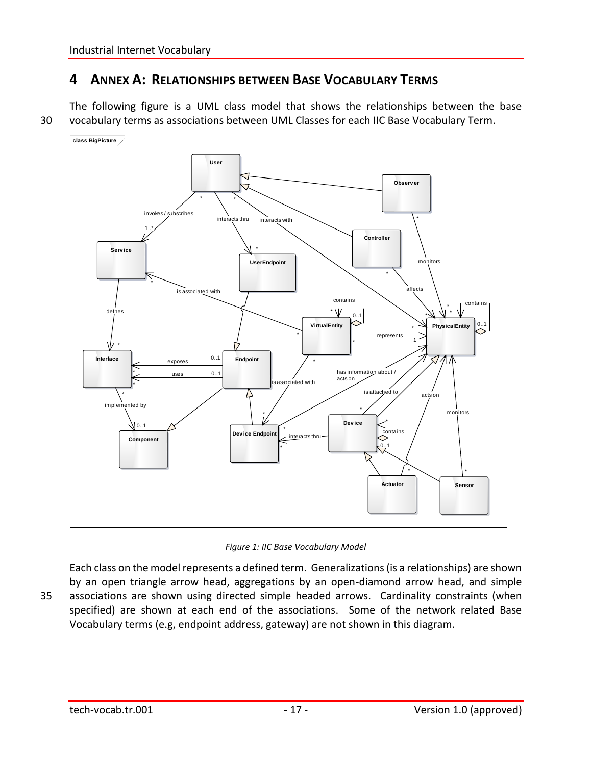# 4 ANNEX A: RELATIONSHIPS BETWEEN BASE VOCABULARY TERMS

The following figure is a UML class model that shows the relationships between the base vocabulary terms as associations between UML Classes for each IIC Base Vocabulary Term.

*Figure 1: IIC Base Vocabulary Model*

Each class on the model represents a defined term. Generalizations (is a relationships) are shown by an open triangle arrow head, aggregations by an open-diamond arrow head, and simple associations are shown using directed simple headed arrows. Cardinality constraints (when specified) are shown at each end of the associations. Some of the network related Base Vocabulary terms (e.g, endpoint address, gateway) are not shown in this diagram.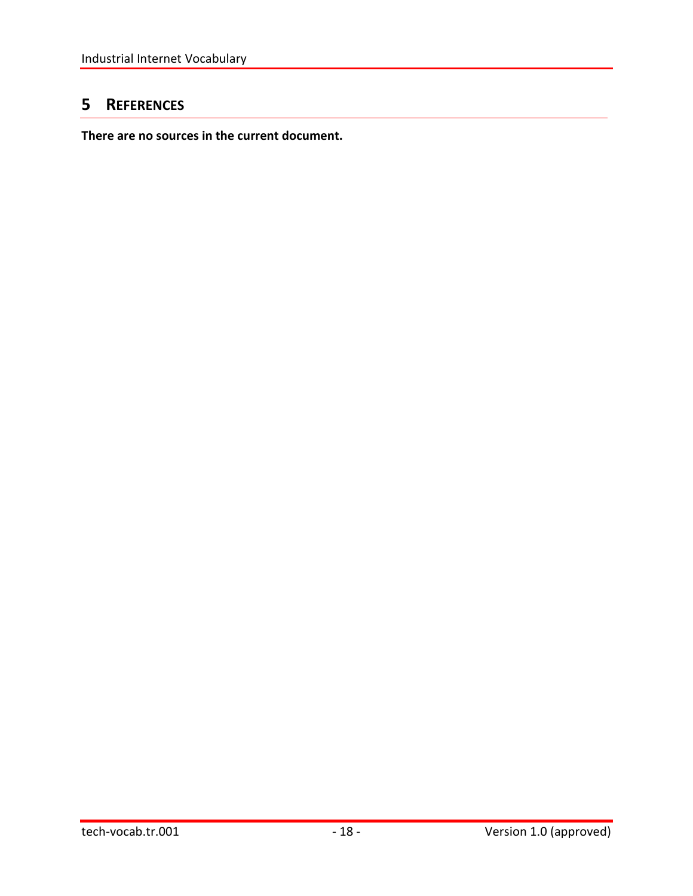## 5 REFERENCES

**There are no sources in the current document.**